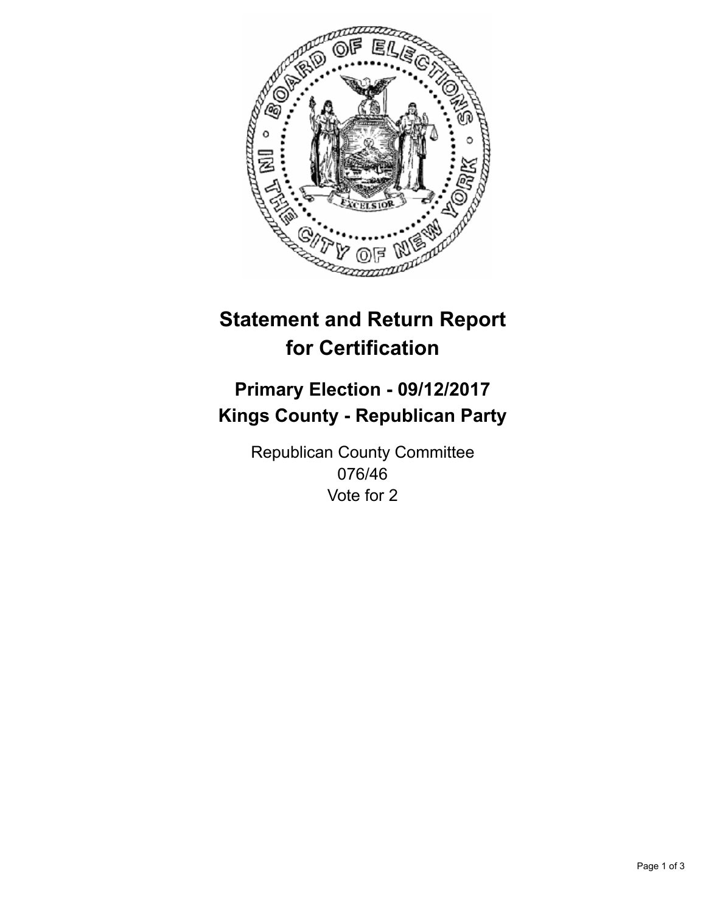# Statement and Return Report for Certification

## Primary Election - 09/12/2017
## Kings County - Republican Party

Republican County Committee
076/46
Vote for 2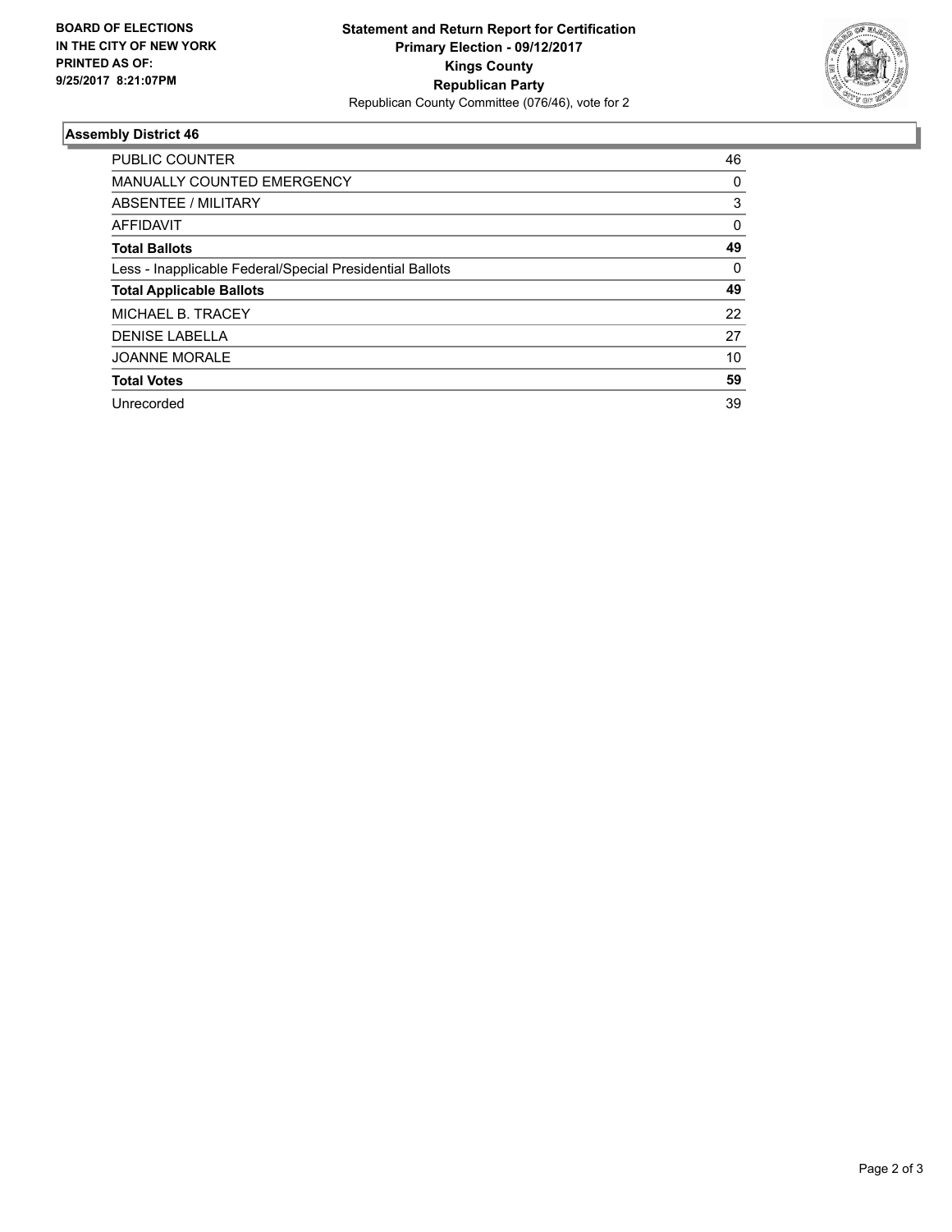**BOARD OF ELECTIONS IN THE CITY OF NEW YORK PRINTED AS OF: 9/25/2017 8:21:07PM**

**Statement and Return Report for Certification**
**Primary Election - 09/12/2017**
**Kings County**
**Republican Party**
Republican County Committee (076/46), vote for 2

### Assembly District 46

| | |
|---|---|
| PUBLIC COUNTER | 46 |
| MANUALLY COUNTED EMERGENCY | 0 |
| ABSENTEE / MILITARY | 3 |
| AFFIDAVIT | 0 |
| **Total Ballots** | **49** |
| Less - Inapplicable Federal/Special Presidential Ballots | 0 |
| **Total Applicable Ballots** | **49** |
| MICHAEL B. TRACEY | 22 |
| DENISE LABELLA | 27 |
| JOANNE MORALE | 10 |
| **Total Votes** | **59** |
| Unrecorded | 39 |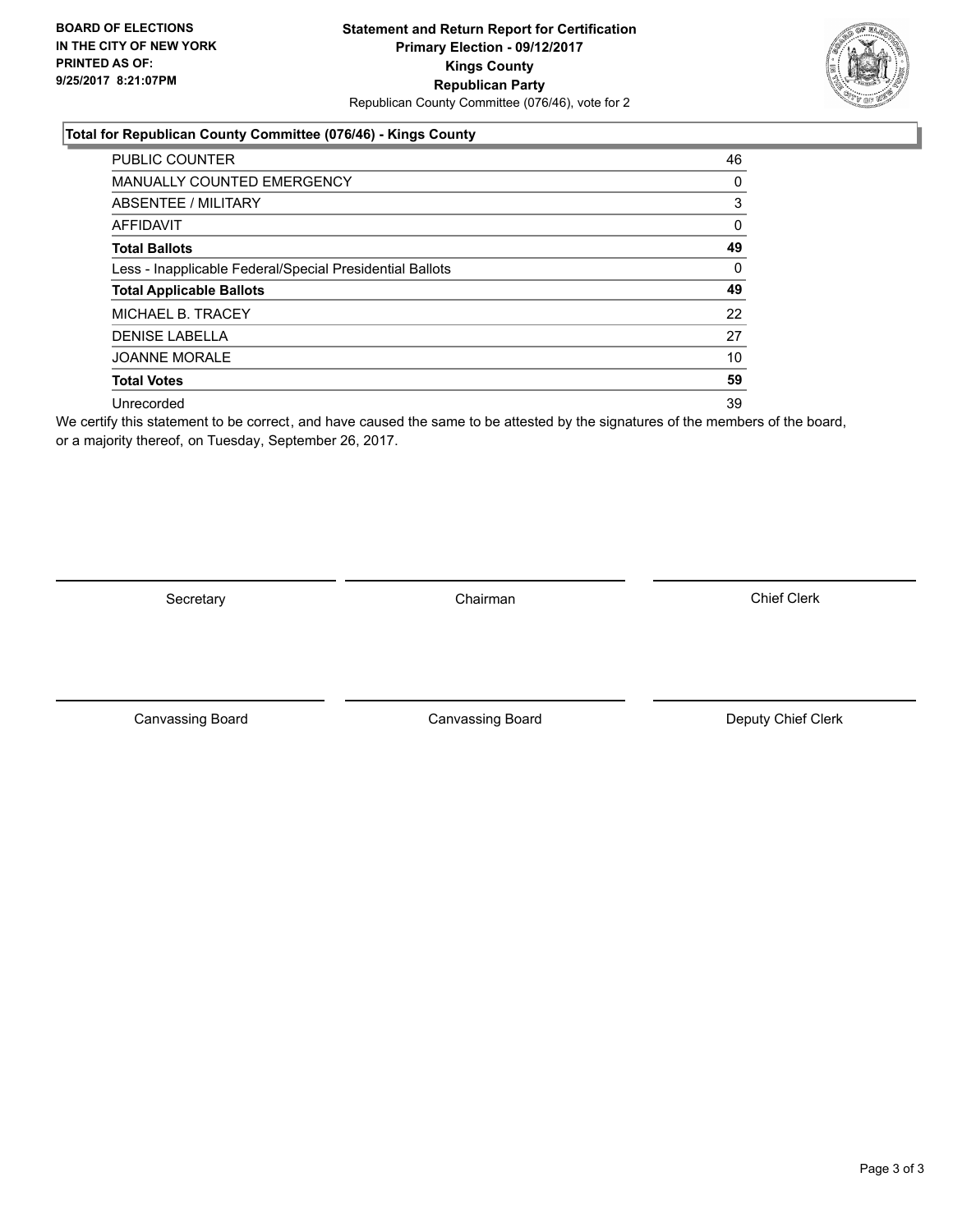**BOARD OF ELECTIONS IN THE CITY OF NEW YORK PRINTED AS OF: 9/25/2017 8:21:07PM**

**Statement and Return Report for Certification**
**Primary Election - 09/12/2017**
**Kings County**
**Republican Party**
Republican County Committee (076/46), vote for 2

### Total for Republican County Committee (076/46) - Kings County

| | |
|---|---|
| PUBLIC COUNTER | 46 |
| MANUALLY COUNTED EMERGENCY | 0 |
| ABSENTEE / MILITARY | 3 |
| AFFIDAVIT | 0 |
| **Total Ballots** | **49** |
| Less - Inapplicable Federal/Special Presidential Ballots | 0 |
| **Total Applicable Ballots** | **49** |
| MICHAEL B. TRACEY | 22 |
| DENISE LABELLA | 27 |
| JOANNE MORALE | 10 |
| **Total Votes** | **59** |
| Unrecorded | 39 |

We certify this statement to be correct, and have caused the same to be attested by the signatures of the members of the board, or a majority thereof, on Tuesday, September 26, 2017.

Secretary

Chairman

Chief Clerk

Canvassing Board

Canvassing Board

Deputy Chief Clerk